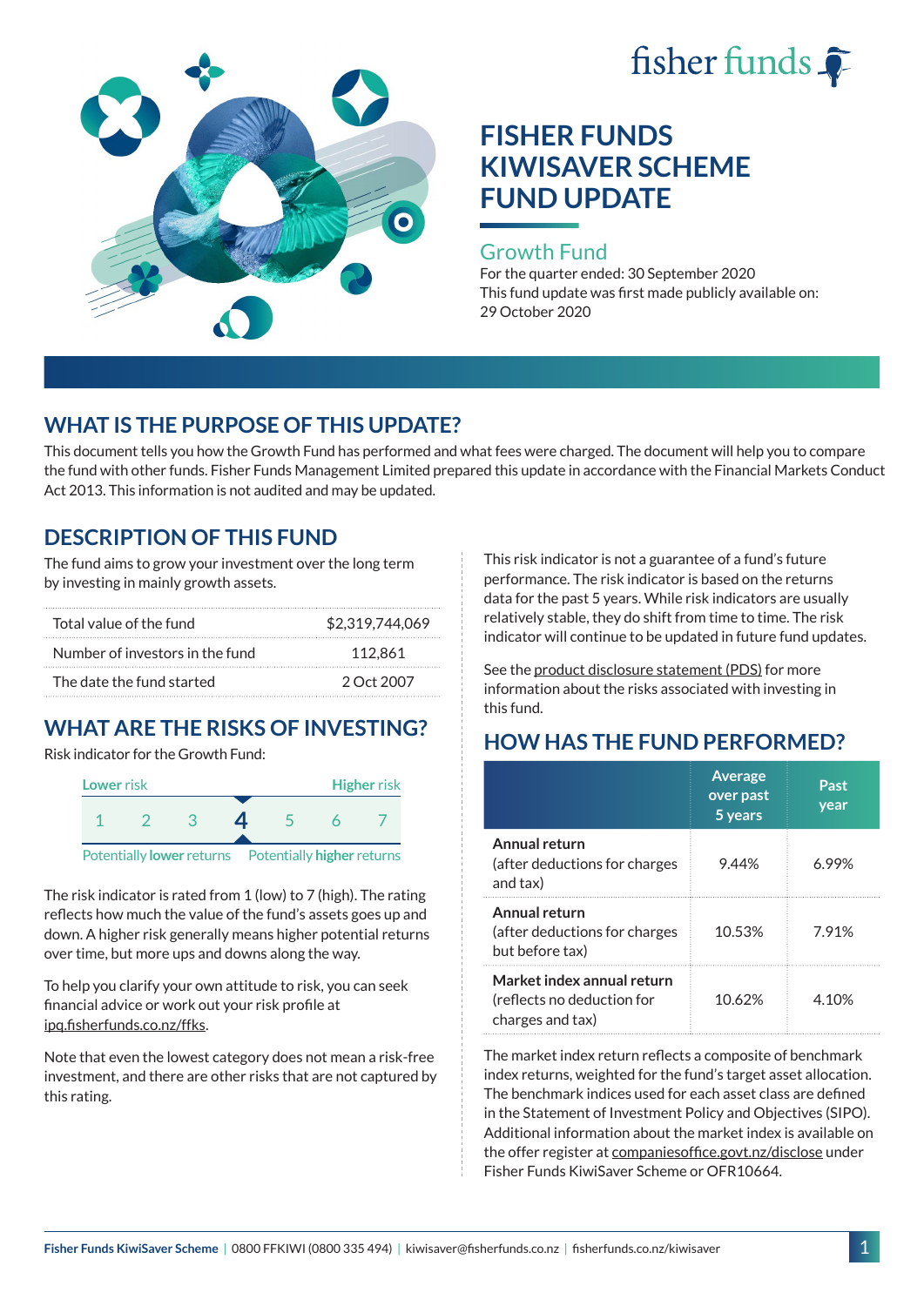fisher funds

# FISHER FUNDS KIWISAVER SCHEME FUND UPDATE

## Growth Fund

For the quarter ended: 30 September 2020

This fund update was first made publicly available on: 29 October 2020

## WHAT IS THE PURPOSE OF THIS UPDATE?

This document tells you how the Growth Fund has performed and what fees were charged. The document will help you to compare the fund with other funds. Fisher Funds Management Limited prepared this update in accordance with the Financial Markets Conduct Act 2013. This information is not audited and may be updated.

## DESCRIPTION OF THIS FUND

The fund aims to grow your investment over the long term by investing in mainly growth assets.

| | |
|---|---|
| Total value of the fund | $2,319,744,069 |
| Number of investors in the fund | 112,861 |
| The date the fund started | 2 Oct 2007 |

## WHAT ARE THE RISKS OF INVESTING?

Risk indicator for the Growth Fund:

Lower risk — Higher risk

1 2 3 **4** 5 6 7

Potentially **lower** returns — Potentially **higher** returns

The risk indicator is rated from 1 (low) to 7 (high). The rating reflects how much the value of the fund's assets goes up and down. A higher risk generally means higher potential returns over time, but more ups and downs along the way.

To help you clarify your own attitude to risk, you can seek financial advice or work out your risk profile at ipq.fisherfunds.co.nz/ffks.

Note that even the lowest category does not mean a risk-free investment, and there are other risks that are not captured by this rating.

This risk indicator is not a guarantee of a fund's future performance. The risk indicator is based on the returns data for the past 5 years. While risk indicators are usually relatively stable, they do shift from time to time. The risk indicator will continue to be updated in future fund updates.

See the product disclosure statement (PDS) for more information about the risks associated with investing in this fund.

## HOW HAS THE FUND PERFORMED?

| | Average over past 5 years | Past year |
|---|---|---|
| **Annual return** (after deductions for charges and tax) | 9.44% | 6.99% |
| **Annual return** (after deductions for charges but before tax) | 10.53% | 7.91% |
| **Market index annual return** (reflects no deduction for charges and tax) | 10.62% | 4.10% |

The market index return reflects a composite of benchmark index returns, weighted for the fund's target asset allocation. The benchmark indices used for each asset class are defined in the Statement of Investment Policy and Objectives (SIPO). Additional information about the market index is available on the offer register at companiesoffice.govt.nz/disclose under Fisher Funds KiwiSaver Scheme or OFR10664.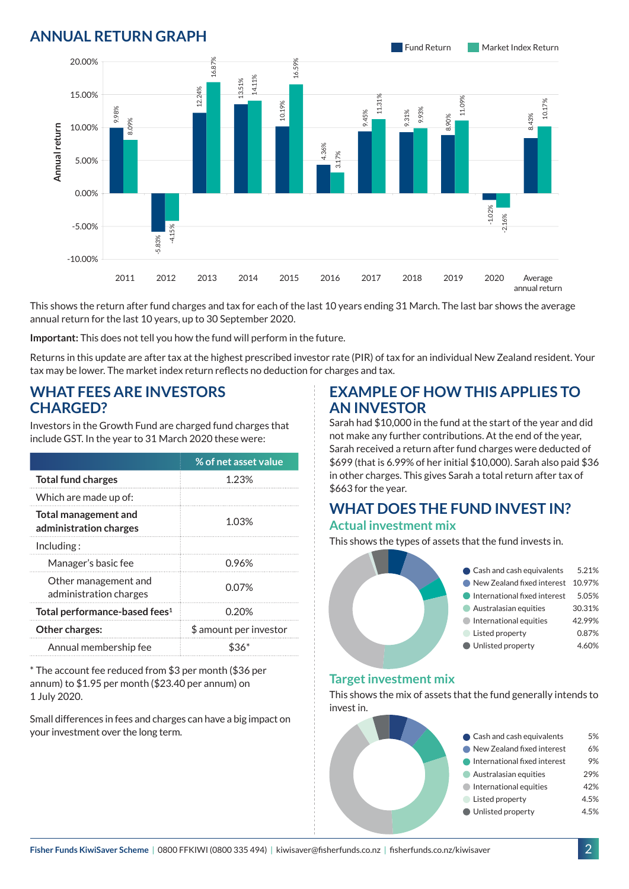## ANNUAL RETURN GRAPH

| Year | Fund Return | Market Index Return |
|---|---|---|
| 2011 | 9.98% | 8.09% |
| 2012 | -5.83% | -4.15% |
| 2013 | 12.24% | 16.87% |
| 2014 | 13.51% | 14.11% |
| 2015 | 10.19% | 16.59% |
| 2016 | 4.36% | 3.17% |
| 2017 | 9.45% | 11.31% |
| 2018 | 9.31% | 9.93% |
| 2019 | 8.90% | 11.09% |
| 2020 | -1.02% | -2.16% |
| Average annual return | 8.43% | 10.17% |

This shows the return after fund charges and tax for each of the last 10 years ending 31 March. The last bar shows the average annual return for the last 10 years, up to 30 September 2020.

**Important:** This does not tell you how the fund will perform in the future.

Returns in this update are after tax at the highest prescribed investor rate (PIR) of tax for an individual New Zealand resident. Your tax may be lower. The market index return reflects no deduction for charges and tax.

## WHAT FEES ARE INVESTORS CHARGED?

Investors in the Growth Fund are charged fund charges that include GST. In the year to 31 March 2020 these were:

| | % of net asset value |
|---|---|
| **Total fund charges** | 1.23% |
| Which are made up of: | |
| **Total management and administration charges** | 1.03% |
| Including: | |
| Manager's basic fee | 0.96% |
| Other management and administration charges | 0.07% |
| **Total performance-based fees**[1] | 0.20% |
| **Other charges:** | $ amount per investor |
| Annual membership fee | $36* |

* The account fee reduced from $3 per month ($36 per annum) to $1.95 per month ($23.40 per annum) on 1 July 2020.

Small differences in fees and charges can have a big impact on your investment over the long term.

## EXAMPLE OF HOW THIS APPLIES TO AN INVESTOR

Sarah had $10,000 in the fund at the start of the year and did not make any further contributions. At the end of the year, Sarah received a return after fund charges were deducted of $699 (that is 6.99% of her initial $10,000). Sarah also paid $36 in other charges. This gives Sarah a total return after tax of $663 for the year.

## WHAT DOES THE FUND INVEST IN?

### Actual investment mix

This shows the types of assets that the fund invests in.

| Asset | % |
|---|---|
| Cash and cash equivalents | 5.21% |
| New Zealand fixed interest | 10.97% |
| International fixed interest | 5.05% |
| Australasian equities | 30.31% |
| International equities | 42.99% |
| Listed property | 0.87% |
| Unlisted property | 4.60% |

### Target investment mix

This shows the mix of assets that the fund generally intends to invest in.

| Asset | % |
|---|---|
| Cash and cash equivalents | 5% |
| New Zealand fixed interest | 6% |
| International fixed interest | 9% |
| Australasian equities | 29% |
| International equities | 42% |
| Listed property | 4.5% |
| Unlisted property | 4.5% |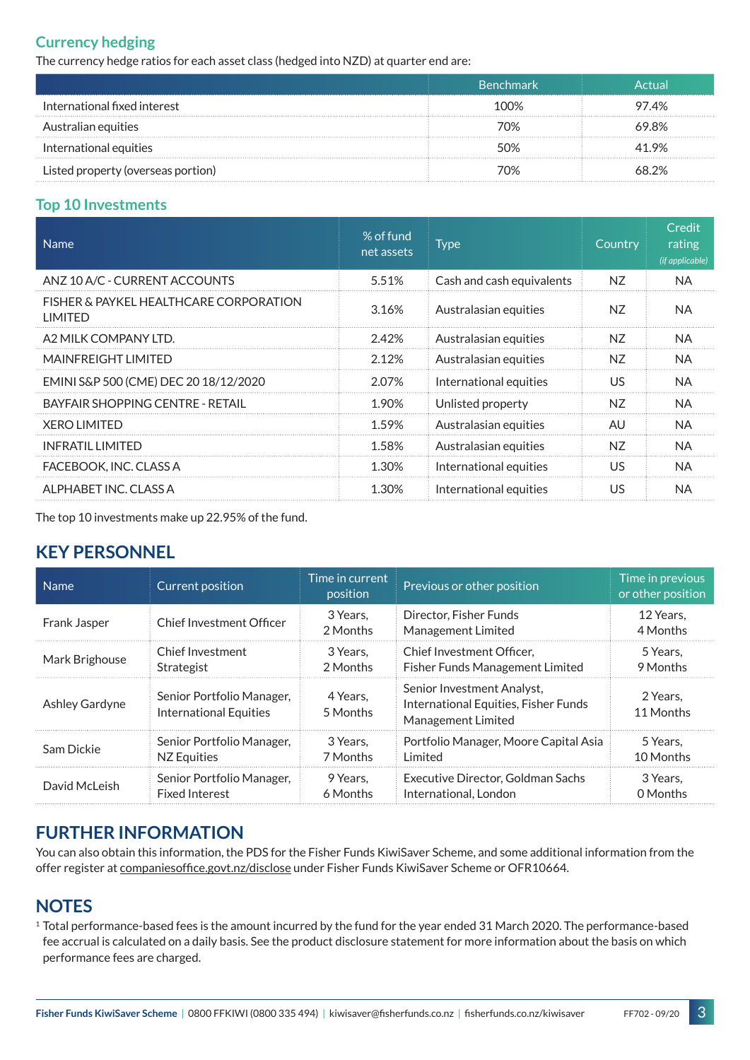## Currency hedging

The currency hedge ratios for each asset class (hedged into NZD) at quarter end are:

| | Benchmark | Actual |
|---|---|---|
| International fixed interest | 100% | 97.4% |
| Australian equities | 70% | 69.8% |
| International equities | 50% | 41.9% |
| Listed property (overseas portion) | 70% | 68.2% |

## Top 10 Investments

| Name | % of fund net assets | Type | Country | Credit rating *(if applicable)* |
|---|---|---|---|---|
| ANZ 10 A/C - CURRENT ACCOUNTS | 5.51% | Cash and cash equivalents | NZ | NA |
| FISHER & PAYKEL HEALTHCARE CORPORATION LIMITED | 3.16% | Australasian equities | NZ | NA |
| A2 MILK COMPANY LTD. | 2.42% | Australasian equities | NZ | NA |
| MAINFREIGHT LIMITED | 2.12% | Australasian equities | NZ | NA |
| EMINI S&P 500 (CME) DEC 20 18/12/2020 | 2.07% | International equities | US | NA |
| BAYFAIR SHOPPING CENTRE - RETAIL | 1.90% | Unlisted property | NZ | NA |
| XERO LIMITED | 1.59% | Australasian equities | AU | NA |
| INFRATIL LIMITED | 1.58% | Australasian equities | NZ | NA |
| FACEBOOK, INC. CLASS A | 1.30% | International equities | US | NA |
| ALPHABET INC. CLASS A | 1.30% | International equities | US | NA |

The top 10 investments make up 22.95% of the fund.

## KEY PERSONNEL

| Name | Current position | Time in current position | Previous or other position | Time in previous or other position |
|---|---|---|---|---|
| Frank Jasper | Chief Investment Officer | 3 Years, 2 Months | Director, Fisher Funds Management Limited | 12 Years, 4 Months |
| Mark Brighouse | Chief Investment Strategist | 3 Years, 2 Months | Chief Investment Officer, Fisher Funds Management Limited | 5 Years, 9 Months |
| Ashley Gardyne | Senior Portfolio Manager, International Equities | 4 Years, 5 Months | Senior Investment Analyst, International Equities, Fisher Funds Management Limited | 2 Years, 11 Months |
| Sam Dickie | Senior Portfolio Manager, NZ Equities | 3 Years, 7 Months | Portfolio Manager, Moore Capital Asia Limited | 5 Years, 10 Months |
| David McLeish | Senior Portfolio Manager, Fixed Interest | 9 Years, 6 Months | Executive Director, Goldman Sachs International, London | 3 Years, 0 Months |

## FURTHER INFORMATION

You can also obtain this information, the PDS for the Fisher Funds KiwiSaver Scheme, and some additional information from the offer register at companiesoffice.govt.nz/disclose under Fisher Funds KiwiSaver Scheme or OFR10664.

## NOTES

[1] Total performance-based fees is the amount incurred by the fund for the year ended 31 March 2020. The performance-based fee accrual is calculated on a daily basis. See the product disclosure statement for more information about the basis on which performance fees are charged.